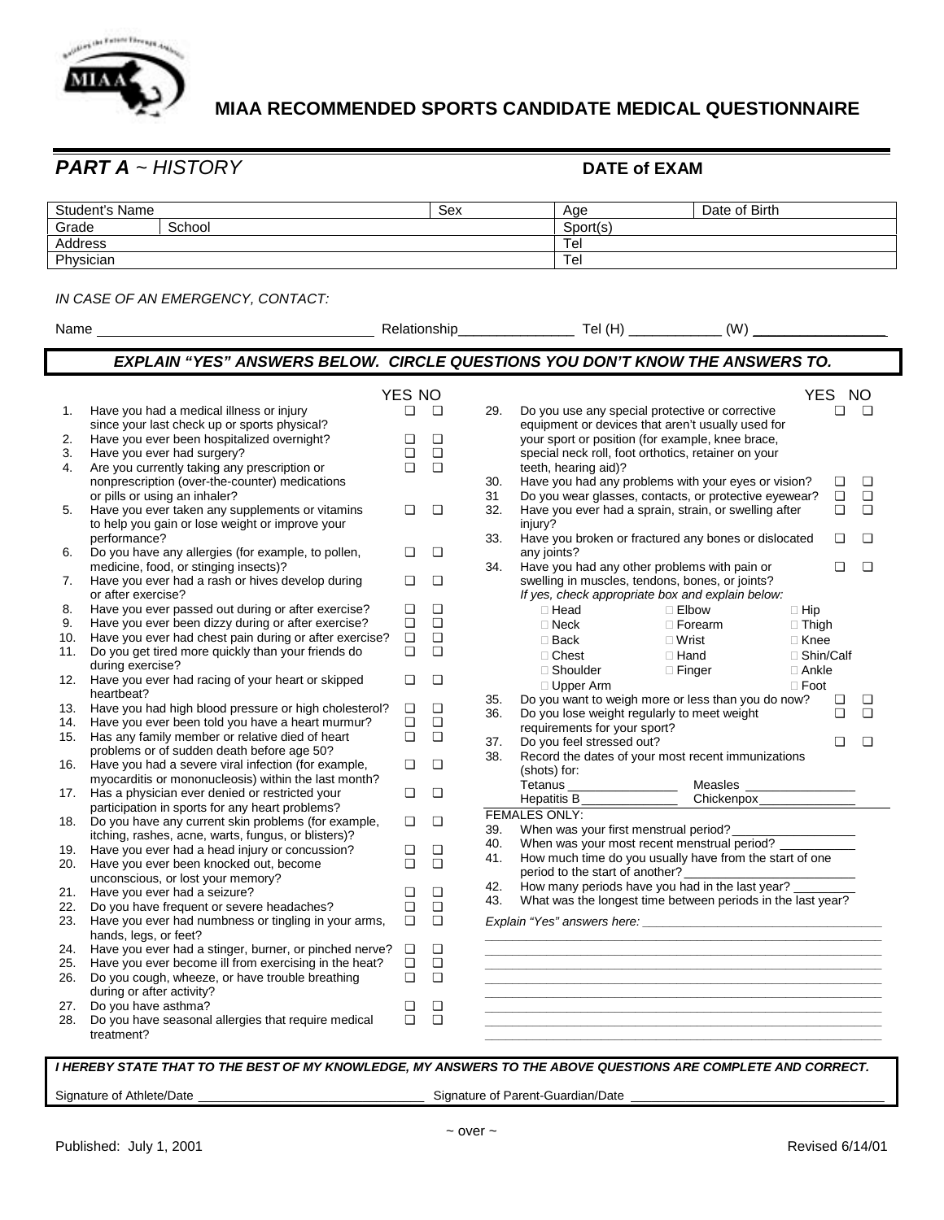# MIAA RECOMMENDED SPORTS CANDIDATE MEDICAL QUESTIONNAIRE

## *PART A ~ HISTORY*

**DATE of EXAM**

| Student's Name | | Sex | Age | Date of Birth |
|---|---|---|---|---|
| Grade | School | | Sport(s) | |
| Address | | | Tel | |
| Physician | | | Tel | |

*IN CASE OF AN EMERGENCY, CONTACT:*

Name ____________________ Relationship_______________ Tel (H) ____________ (W) __________________

***EXPLAIN "YES" ANSWERS BELOW. CIRCLE QUESTIONS YOU DON'T KNOW THE ANSWERS TO.***

| | | YES | NO |
|---|---|---|---|
| 1. | Have you had a medical illness or injury since your last check up or sports physical? | ❑ | ❑ |
| 2. | Have you ever been hospitalized overnight? | ❑ | ❑ |
| 3. | Have you ever had surgery? | ❑ | ❑ |
| 4. | Are you currently taking any prescription or nonprescription (over-the-counter) medications or pills or using an inhaler? | ❑ | ❑ |
| 5. | Have you ever taken any supplements or vitamins to help you gain or lose weight or improve your performance? | ❑ | ❑ |
| 6. | Do you have any allergies (for example, to pollen, medicine, food, or stinging insects)? | ❑ | ❑ |
| 7. | Have you ever had a rash or hives develop during or after exercise? | ❑ | ❑ |
| 8. | Have you ever passed out during or after exercise? | ❑ | ❑ |
| 9. | Have you ever been dizzy during or after exercise? | ❑ | ❑ |
| 10. | Have you ever had chest pain during or after exercise? | ❑ | ❑ |
| 11. | Do you get tired more quickly than your friends do during exercise? | ❑ | ❑ |
| 12. | Have you ever had racing of your heart or skipped heartbeat? | ❑ | ❑ |
| 13. | Have you had high blood pressure or high cholesterol? | ❑ | ❑ |
| 14. | Have you ever been told you have a heart murmur? | ❑ | ❑ |
| 15. | Has any family member or relative died of heart problems or of sudden death before age 50? | ❑ | ❑ |
| 16. | Have you had a severe viral infection (for example, myocarditis or mononucleosis) within the last month? | ❑ | ❑ |
| 17. | Has a physician ever denied or restricted your participation in sports for any heart problems? | ❑ | ❑ |
| 18. | Do you have any current skin problems (for example, itching, rashes, acne, warts, fungus, or blisters)? | ❑ | ❑ |
| 19. | Have you ever had a head injury or concussion? | ❑ | ❑ |
| 20. | Have you ever been knocked out, become unconscious, or lost your memory? | ❑ | ❑ |
| 21. | Have you ever had a seizure? | ❑ | ❑ |
| 22. | Do you have frequent or severe headaches? | ❑ | ❑ |
| 23. | Have you ever had numbness or tingling in your arms, hands, legs, or feet? | ❑ | ❑ |
| 24. | Have you ever had a stinger, burner, or pinched nerve? | ❑ | ❑ |
| 25. | Have you ever become ill from exercising in the heat? | ❑ | ❑ |
| 26. | Do you cough, wheeze, or have trouble breathing during or after activity? | ❑ | ❑ |
| 27. | Do you have asthma? | ❑ | ❑ |
| 28. | Do you have seasonal allergies that require medical treatment? | ❑ | ❑ |
| 29. | Do you use any special protective or corrective equipment or devices that aren't usually used for your sport or position (for example, knee brace, special neck roll, foot orthotics, retainer on your teeth, hearing aid)? | ❑ | ❑ |
| 30. | Have you had any problems with your eyes or vision? | ❑ | ❑ |
| 31 | Do you wear glasses, contacts, or protective eyewear? | ❑ | ❑ |
| 32. | Have you ever had a sprain, strain, or swelling after injury? | ❑ | ❑ |
| 33. | Have you broken or fractured any bones or dislocated any joints? | ❑ | ❑ |
| 34. | Have you had any other problems with pain or swelling in muscles, tendons, bones, or joints? | ❑ | ❑ |

*If yes, check appropriate box and explain below:*

| | | |
|---|---|---|
| □ Head | □ Elbow | □ Hip |
| □ Neck | □ Forearm | □ Thigh |
| □ Back | □ Wrist | □ Knee |
| □ Chest | □ Hand | □ Shin/Calf |
| □ Shoulder | □ Finger | □ Ankle |
| □ Upper Arm | | □ Foot |

| | | YES | NO |
|---|---|---|---|
| 35. | Do you want to weigh more or less than you do now? | ❑ | ❑ |
| 36. | Do you lose weight regularly to meet weight requirements for your sport? | ❑ | ❑ |
| 37. | Do you feel stressed out? | ❑ | ❑ |

38. Record the dates of your most recent immunizations (shots) for:

Tetanus ________________ Measles ________________
Hepatitis B ______________ Chickenpox______________

FEMALES ONLY:

39. When was your first menstrual period?__________________
40. When was your most recent menstrual period? ___________
41. How much time do you usually have from the start of one period to the start of another? __________________________
42. How many periods have you had in the last year? _________
43. What was the longest time between periods in the last year?

*Explain "Yes" answers here:* ___________________________________

_______________________________________________________________
_______________________________________________________________
_______________________________________________________________
_______________________________________________________________
_______________________________________________________________
_______________________________________________________________
_______________________________________________________________

***I HEREBY STATE THAT TO THE BEST OF MY KNOWLEDGE, MY ANSWERS TO THE ABOVE QUESTIONS ARE COMPLETE AND CORRECT.***

Signature of Athlete/Date ______________________________ Signature of Parent-Guardian/Date __________________________________

~ over ~

Published: July 1, 2001 Revised 6/14/01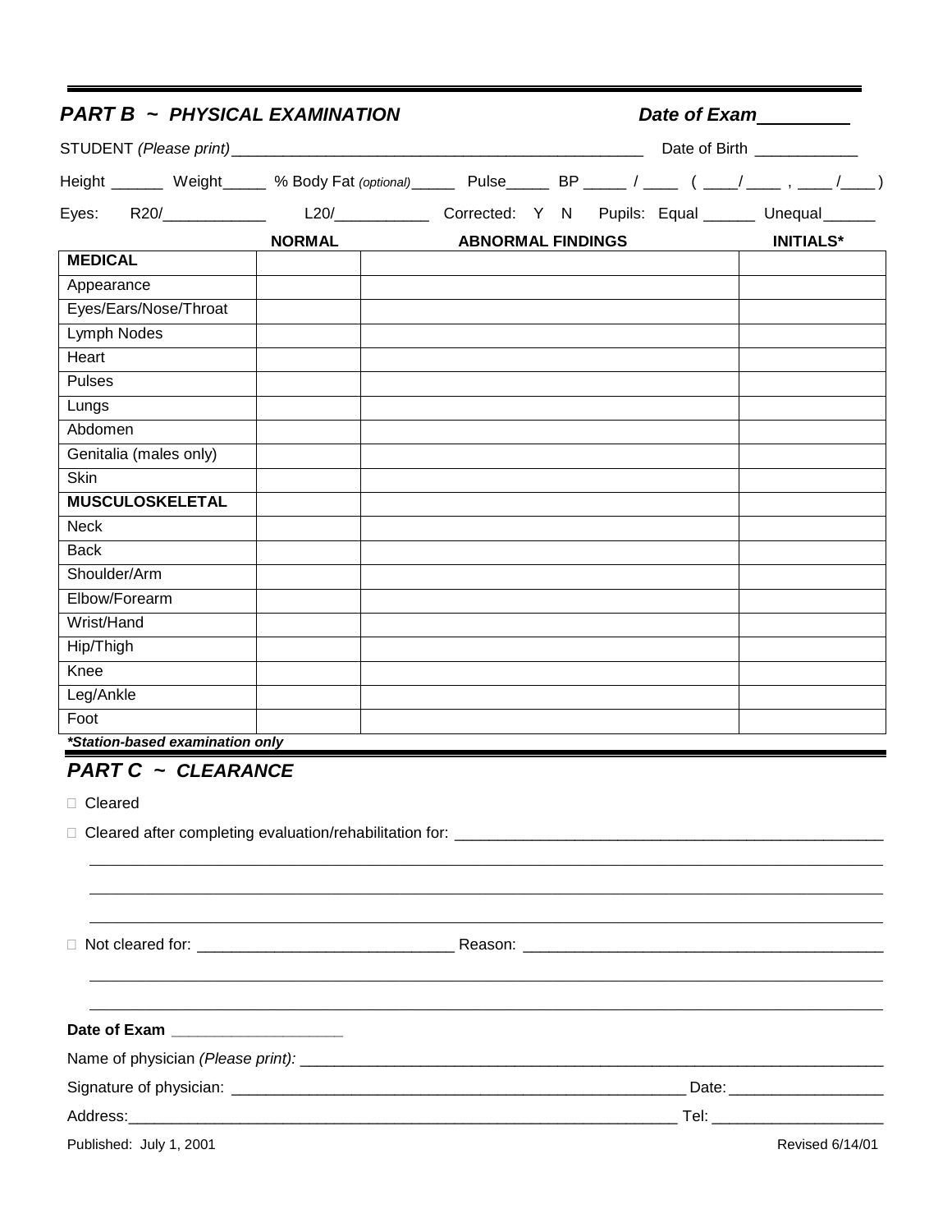## *PART B ~ PHYSICAL EXAMINATION*

***Date of Exam*** _________

STUDENT *(Please print)* ______________________________________________ Date of Birth ___________

Height ______ Weight _____ % Body Fat *(optional)* _____ Pulse _____ BP _____ / ____ ( ____/ ____ , ____ /____ )

Eyes: R20/____________ L20/___________ Corrected: Y N Pupils: Equal ______ Unequal ______

| | NORMAL | ABNORMAL FINDINGS | INITIALS* |
|---|---|---|---|
| **MEDICAL** | | | |
| Appearance | | | |
| Eyes/Ears/Nose/Throat | | | |
| Lymph Nodes | | | |
| Heart | | | |
| Pulses | | | |
| Lungs | | | |
| Abdomen | | | |
| Genitalia (males only) | | | |
| Skin | | | |
| **MUSCULOSKELETAL** | | | |
| Neck | | | |
| Back | | | |
| Shoulder/Arm | | | |
| Elbow/Forearm | | | |
| Wrist/Hand | | | |
| Hip/Thigh | | | |
| Knee | | | |
| Leg/Ankle | | | |
| Foot | | | |

***Station-based examination only**

## *PART C ~ CLEARANCE*

□ Cleared

□ Cleared after completing evaluation/rehabilitation for: ______________________________________________

______________________________________________________________________________

______________________________________________________________________________

______________________________________________________________________________

□ Not cleared for: _____________________________ Reason: __________________________________________

______________________________________________________________________________

______________________________________________________________________________

**Date of Exam** ___________________

Name of physician *(Please print):* _____________________________________________________________

Signature of physician: _____________________________________________________ Date: _________________

Address: ________________________________________________________________ Tel: ___________________

Published: July 1, 2001 Revised 6/14/01